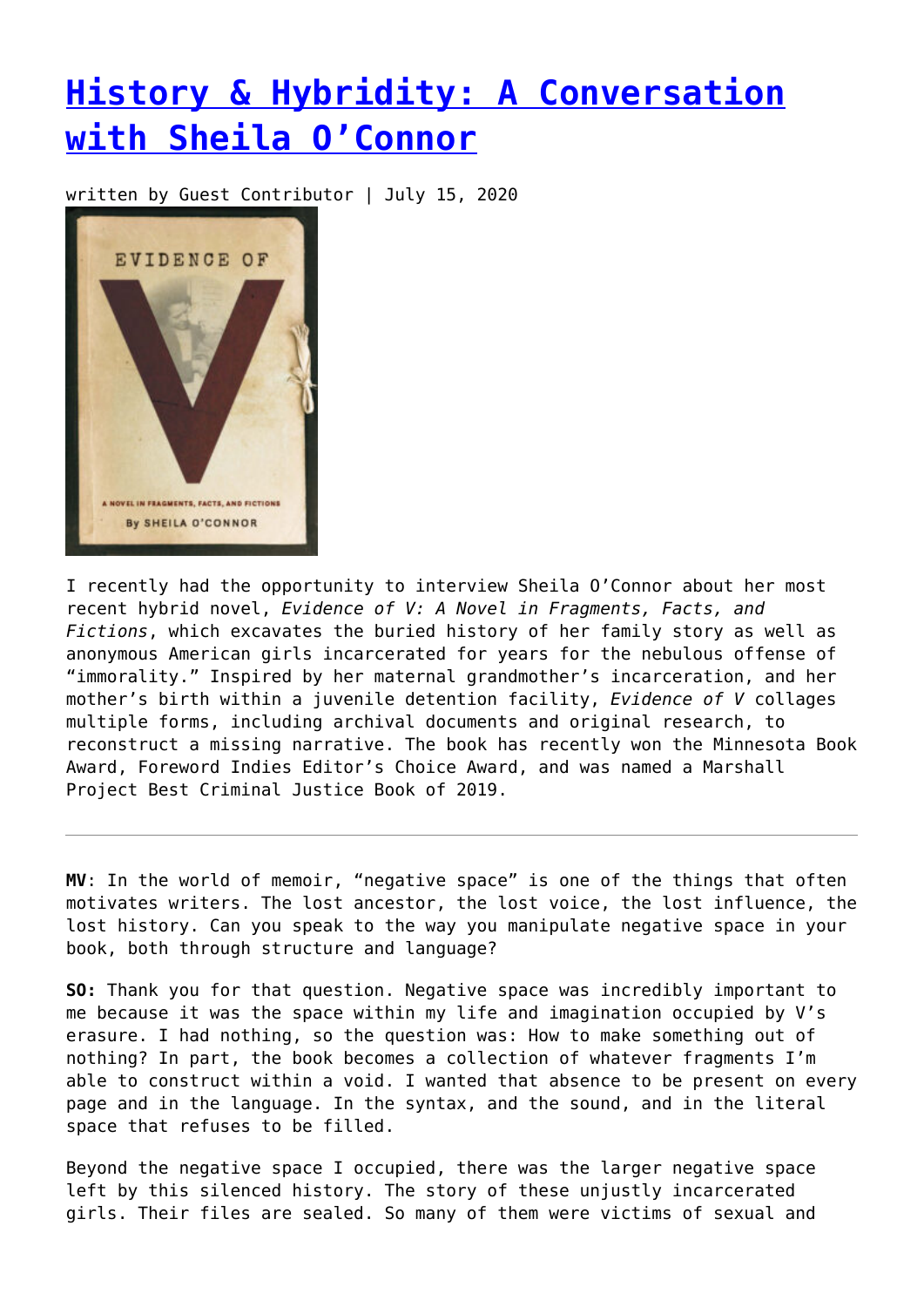# History & Hybridity: A Conversation with Sheila O'Connor

written by Guest Contributor | July 15, 2020

I recently had the opportunity to interview Sheila O'Connor about her most recent hybrid novel, *Evidence of V: A Novel in Fragments, Facts, and Fictions*, which excavates the buried history of her family story as well as anonymous American girls incarcerated for years for the nebulous offense of "immorality." Inspired by her maternal grandmother's incarceration, and her mother's birth within a juvenile detention facility, *Evidence of V* collages multiple forms, including archival documents and original research, to reconstruct a missing narrative. The book has recently won the Minnesota Book Award, Foreword Indies Editor's Choice Award, and was named a Marshall Project Best Criminal Justice Book of 2019.

---

**MV**: In the world of memoir, "negative space" is one of the things that often motivates writers. The lost ancestor, the lost voice, the lost influence, the lost history. Can you speak to the way you manipulate negative space in your book, both through structure and language?

**SO:** Thank you for that question. Negative space was incredibly important to me because it was the space within my life and imagination occupied by V's erasure. I had nothing, so the question was: How to make something out of nothing? In part, the book becomes a collection of whatever fragments I'm able to construct within a void. I wanted that absence to be present on every page and in the language. In the syntax, and the sound, and in the literal space that refuses to be filled.

Beyond the negative space I occupied, there was the larger negative space left by this silenced history. The story of these unjustly incarcerated girls. Their files are sealed. So many of them were victims of sexual and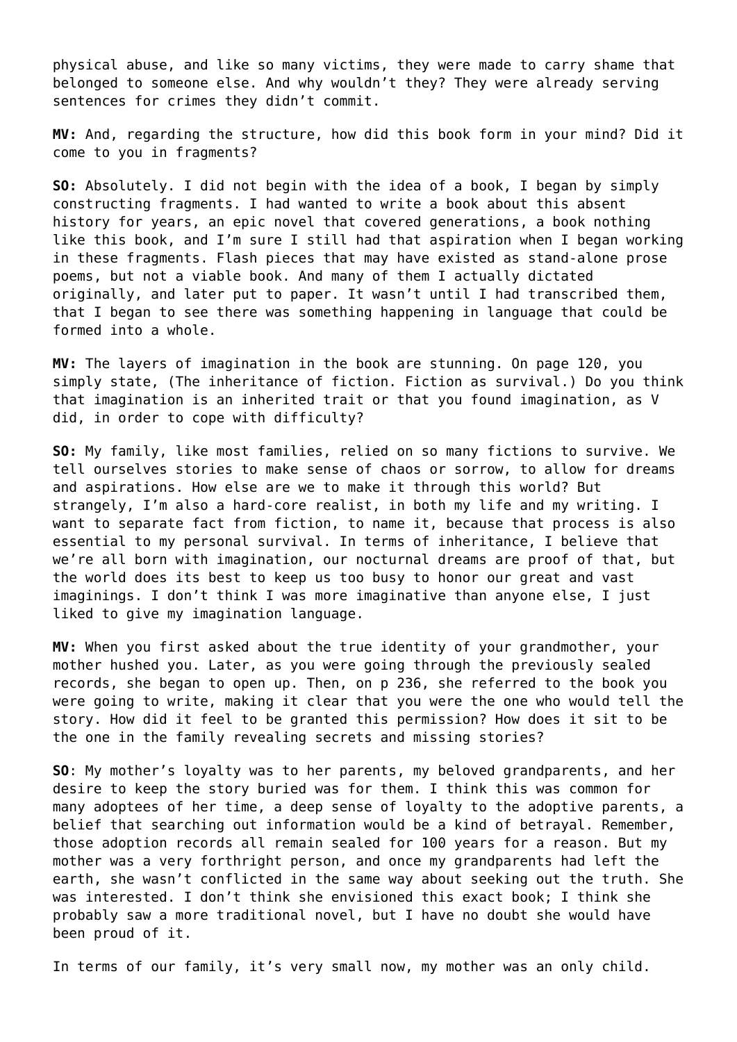physical abuse, and like so many victims, they were made to carry shame that belonged to someone else. And why wouldn't they? They were already serving sentences for crimes they didn't commit.

**MV:** And, regarding the structure, how did this book form in your mind? Did it come to you in fragments?

**SO:** Absolutely. I did not begin with the idea of a book, I began by simply constructing fragments. I had wanted to write a book about this absent history for years, an epic novel that covered generations, a book nothing like this book, and I'm sure I still had that aspiration when I began working in these fragments. Flash pieces that may have existed as stand-alone prose poems, but not a viable book. And many of them I actually dictated originally, and later put to paper. It wasn't until I had transcribed them, that I began to see there was something happening in language that could be formed into a whole.

**MV:** The layers of imagination in the book are stunning. On page 120, you simply state, (The inheritance of fiction. Fiction as survival.) Do you think that imagination is an inherited trait or that you found imagination, as V did, in order to cope with difficulty?

**SO:** My family, like most families, relied on so many fictions to survive. We tell ourselves stories to make sense of chaos or sorrow, to allow for dreams and aspirations. How else are we to make it through this world? But strangely, I'm also a hard-core realist, in both my life and my writing. I want to separate fact from fiction, to name it, because that process is also essential to my personal survival. In terms of inheritance, I believe that we're all born with imagination, our nocturnal dreams are proof of that, but the world does its best to keep us too busy to honor our great and vast imaginings. I don't think I was more imaginative than anyone else, I just liked to give my imagination language.

**MV:** When you first asked about the true identity of your grandmother, your mother hushed you. Later, as you were going through the previously sealed records, she began to open up. Then, on p 236, she referred to the book you were going to write, making it clear that you were the one who would tell the story. How did it feel to be granted this permission? How does it sit to be the one in the family revealing secrets and missing stories?

**SO**: My mother's loyalty was to her parents, my beloved grandparents, and her desire to keep the story buried was for them. I think this was common for many adoptees of her time, a deep sense of loyalty to the adoptive parents, a belief that searching out information would be a kind of betrayal. Remember, those adoption records all remain sealed for 100 years for a reason. But my mother was a very forthright person, and once my grandparents had left the earth, she wasn't conflicted in the same way about seeking out the truth. She was interested. I don't think she envisioned this exact book; I think she probably saw a more traditional novel, but I have no doubt she would have been proud of it.

In terms of our family, it's very small now, my mother was an only child.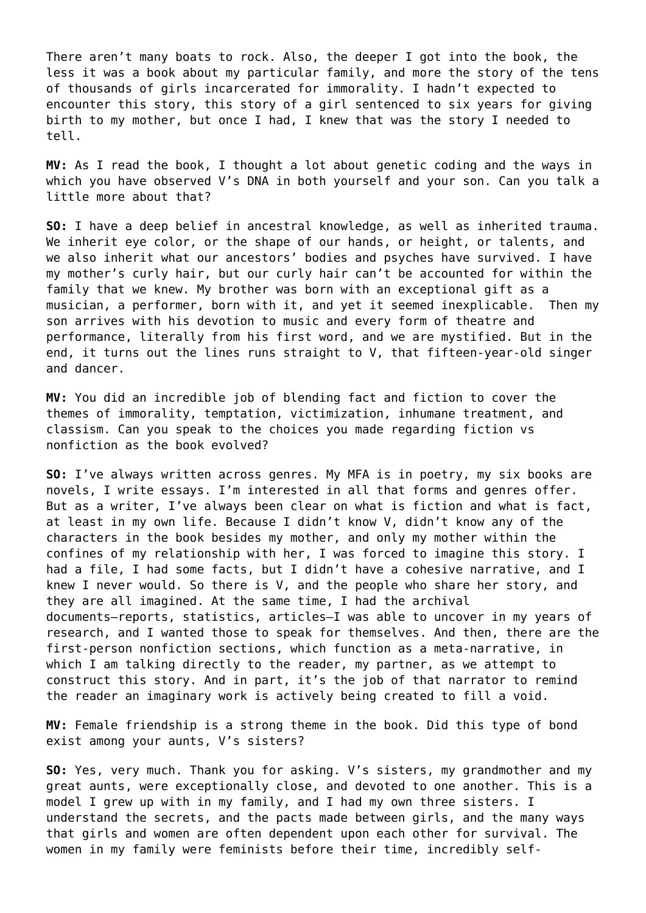There aren't many boats to rock. Also, the deeper I got into the book, the less it was a book about my particular family, and more the story of the tens of thousands of girls incarcerated for immorality. I hadn't expected to encounter this story, this story of a girl sentenced to six years for giving birth to my mother, but once I had, I knew that was the story I needed to tell.

**MV:** As I read the book, I thought a lot about genetic coding and the ways in which you have observed V's DNA in both yourself and your son. Can you talk a little more about that?

**SO:** I have a deep belief in ancestral knowledge, as well as inherited trauma. We inherit eye color, or the shape of our hands, or height, or talents, and we also inherit what our ancestors' bodies and psyches have survived. I have my mother's curly hair, but our curly hair can't be accounted for within the family that we knew. My brother was born with an exceptional gift as a musician, a performer, born with it, and yet it seemed inexplicable. Then my son arrives with his devotion to music and every form of theatre and performance, literally from his first word, and we are mystified. But in the end, it turns out the lines runs straight to V, that fifteen-year-old singer and dancer.

**MV:** You did an incredible job of blending fact and fiction to cover the themes of immorality, temptation, victimization, inhumane treatment, and classism. Can you speak to the choices you made regarding fiction vs nonfiction as the book evolved?

**SO:** I've always written across genres. My MFA is in poetry, my six books are novels, I write essays. I'm interested in all that forms and genres offer. But as a writer, I've always been clear on what is fiction and what is fact, at least in my own life. Because I didn't know V, didn't know any of the characters in the book besides my mother, and only my mother within the confines of my relationship with her, I was forced to imagine this story. I had a file, I had some facts, but I didn't have a cohesive narrative, and I knew I never would. So there is V, and the people who share her story, and they are all imagined. At the same time, I had the archival documents—reports, statistics, articles—I was able to uncover in my years of research, and I wanted those to speak for themselves. And then, there are the first-person nonfiction sections, which function as a meta-narrative, in which I am talking directly to the reader, my partner, as we attempt to construct this story. And in part, it's the job of that narrator to remind the reader an imaginary work is actively being created to fill a void.

**MV:** Female friendship is a strong theme in the book. Did this type of bond exist among your aunts, V's sisters?

**SO:** Yes, very much. Thank you for asking. V's sisters, my grandmother and my great aunts, were exceptionally close, and devoted to one another. This is a model I grew up with in my family, and I had my own three sisters. I understand the secrets, and the pacts made between girls, and the many ways that girls and women are often dependent upon each other for survival. The women in my family were feminists before their time, incredibly self-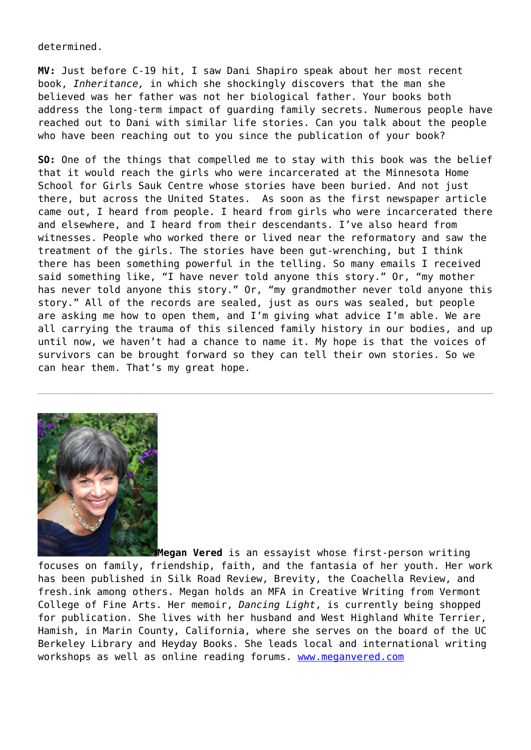determined.

**MV:** Just before C-19 hit, I saw Dani Shapiro speak about her most recent book, *Inheritance,* in which she shockingly discovers that the man she believed was her father was not her biological father. Your books both address the long-term impact of guarding family secrets. Numerous people have reached out to Dani with similar life stories. Can you talk about the people who have been reaching out to you since the publication of your book?

**SO:** One of the things that compelled me to stay with this book was the belief that it would reach the girls who were incarcerated at the Minnesota Home School for Girls Sauk Centre whose stories have been buried. And not just there, but across the United States. As soon as the first newspaper article came out, I heard from people. I heard from girls who were incarcerated there and elsewhere, and I heard from their descendants. I've also heard from witnesses. People who worked there or lived near the reformatory and saw the treatment of the girls. The stories have been gut-wrenching, but I think there has been something powerful in the telling. So many emails I received said something like, "I have never told anyone this story." Or, "my mother has never told anyone this story." Or, "my grandmother never told anyone this story." All of the records are sealed, just as ours was sealed, but people are asking me how to open them, and I'm giving what advice I'm able. We are all carrying the trauma of this silenced family history in our bodies, and up until now, we haven't had a chance to name it. My hope is that the voices of survivors can be brought forward so they can tell their own stories. So we can hear them. That's my great hope.

---

**Megan Vered** is an essayist whose first-person writing focuses on family, friendship, faith, and the fantasia of her youth. Her work has been published in Silk Road Review, Brevity, the Coachella Review, and fresh.ink among others. Megan holds an MFA in Creative Writing from Vermont College of Fine Arts. Her memoir, *Dancing Light*, is currently being shopped for publication. She lives with her husband and West Highland White Terrier, Hamish, in Marin County, California, where she serves on the board of the UC Berkeley Library and Heyday Books. She leads local and international writing workshops as well as online reading forums. [www.meganvered.com](http://www.meganvered.com)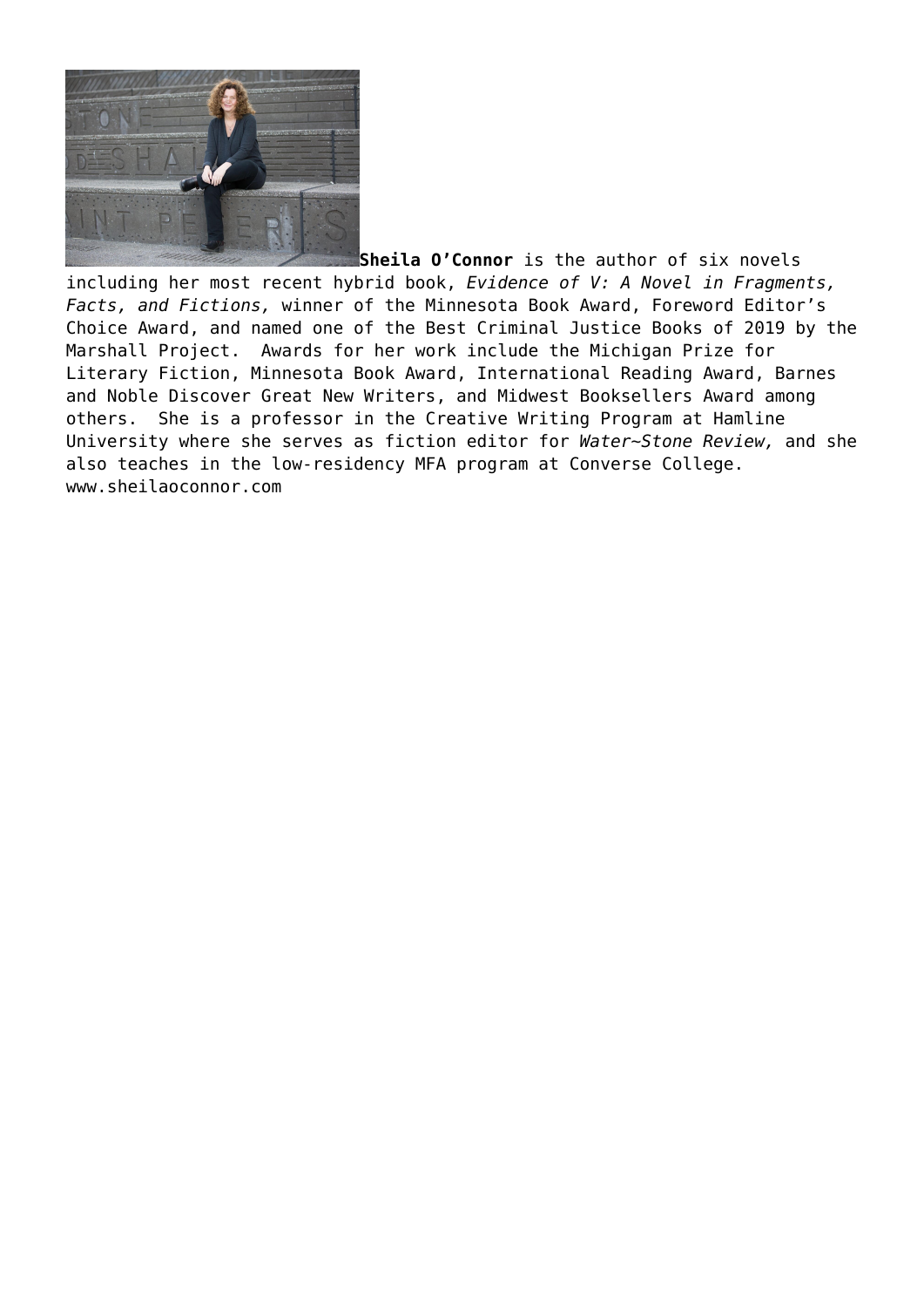**Sheila O'Connor** is the author of six novels including her most recent hybrid book, *Evidence of V: A Novel in Fragments, Facts, and Fictions,* winner of the Minnesota Book Award, Foreword Editor's Choice Award, and named one of the Best Criminal Justice Books of 2019 by the Marshall Project.  Awards for her work include the Michigan Prize for Literary Fiction, Minnesota Book Award, International Reading Award, Barnes and Noble Discover Great New Writers, and Midwest Booksellers Award among others.  She is a professor in the Creative Writing Program at Hamline University where she serves as fiction editor for *Water~Stone Review,* and she also teaches in the low-residency MFA program at Converse College. www.sheilaoconnor.com